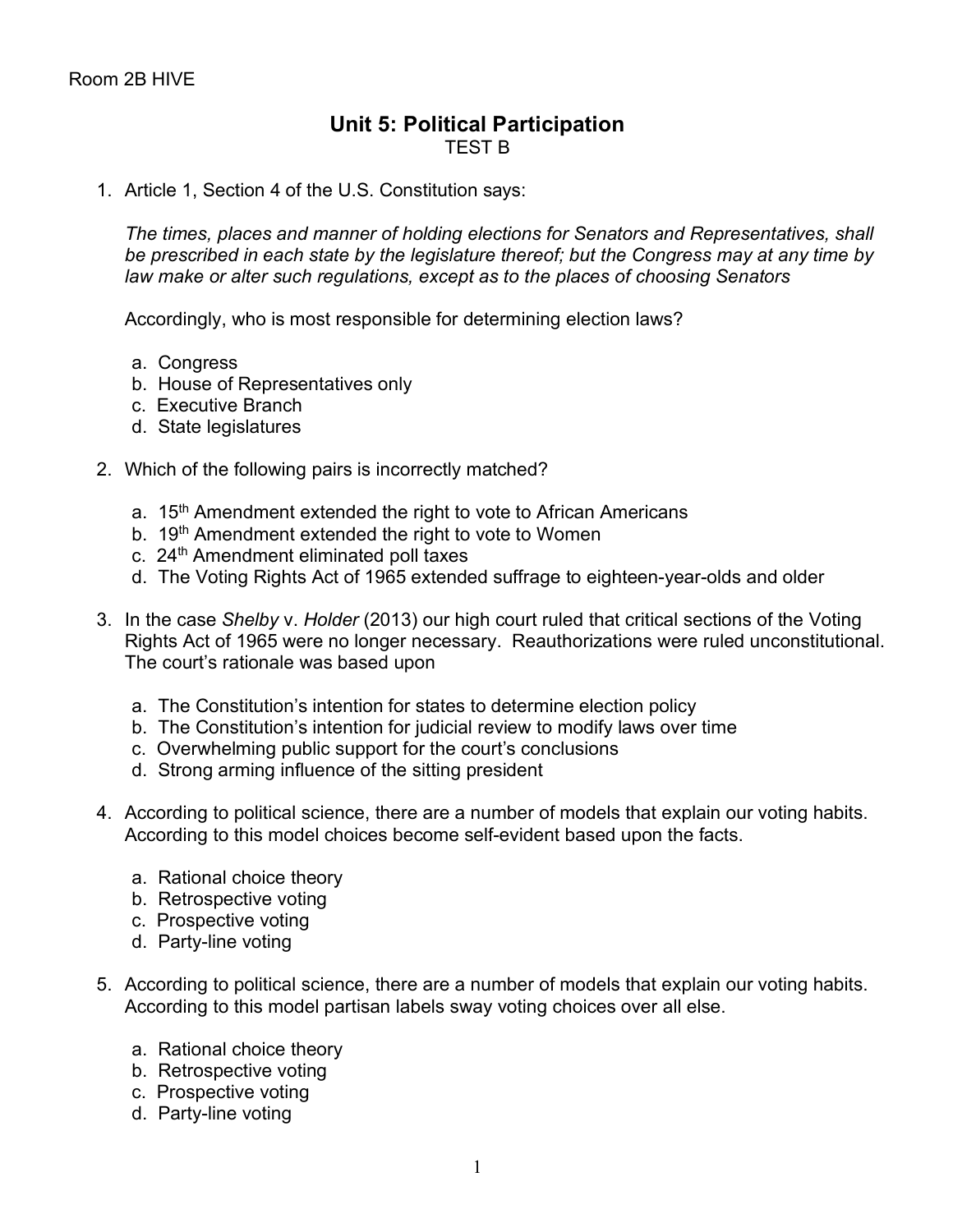Room 2B HIVE

# Unit 5: Political Participation

TEST B

1. Article 1, Section 4 of the U.S. Constitution says:

   *The times, places and manner of holding elections for Senators and Representatives, shall be prescribed in each state by the legislature thereof; but the Congress may at any time by law make or alter such regulations, except as to the places of choosing Senators*

   Accordingly, who is most responsible for determining election laws?

   a. Congress
   b. House of Representatives only
   c. Executive Branch
   d. State legislatures

2. Which of the following pairs is incorrectly matched?

   a. 15th Amendment extended the right to vote to African Americans
   b. 19th Amendment extended the right to vote to Women
   c. 24th Amendment eliminated poll taxes
   d. The Voting Rights Act of 1965 extended suffrage to eighteen-year-olds and older

3. In the case *Shelby* v. *Holder* (2013) our high court ruled that critical sections of the Voting Rights Act of 1965 were no longer necessary. Reauthorizations were ruled unconstitutional. The court's rationale was based upon

   a. The Constitution's intention for states to determine election policy
   b. The Constitution's intention for judicial review to modify laws over time
   c. Overwhelming public support for the court's conclusions
   d. Strong arming influence of the sitting president

4. According to political science, there are a number of models that explain our voting habits. According to this model choices become self-evident based upon the facts.

   a. Rational choice theory
   b. Retrospective voting
   c. Prospective voting
   d. Party-line voting

5. According to political science, there are a number of models that explain our voting habits. According to this model partisan labels sway voting choices over all else.

   a. Rational choice theory
   b. Retrospective voting
   c. Prospective voting
   d. Party-line voting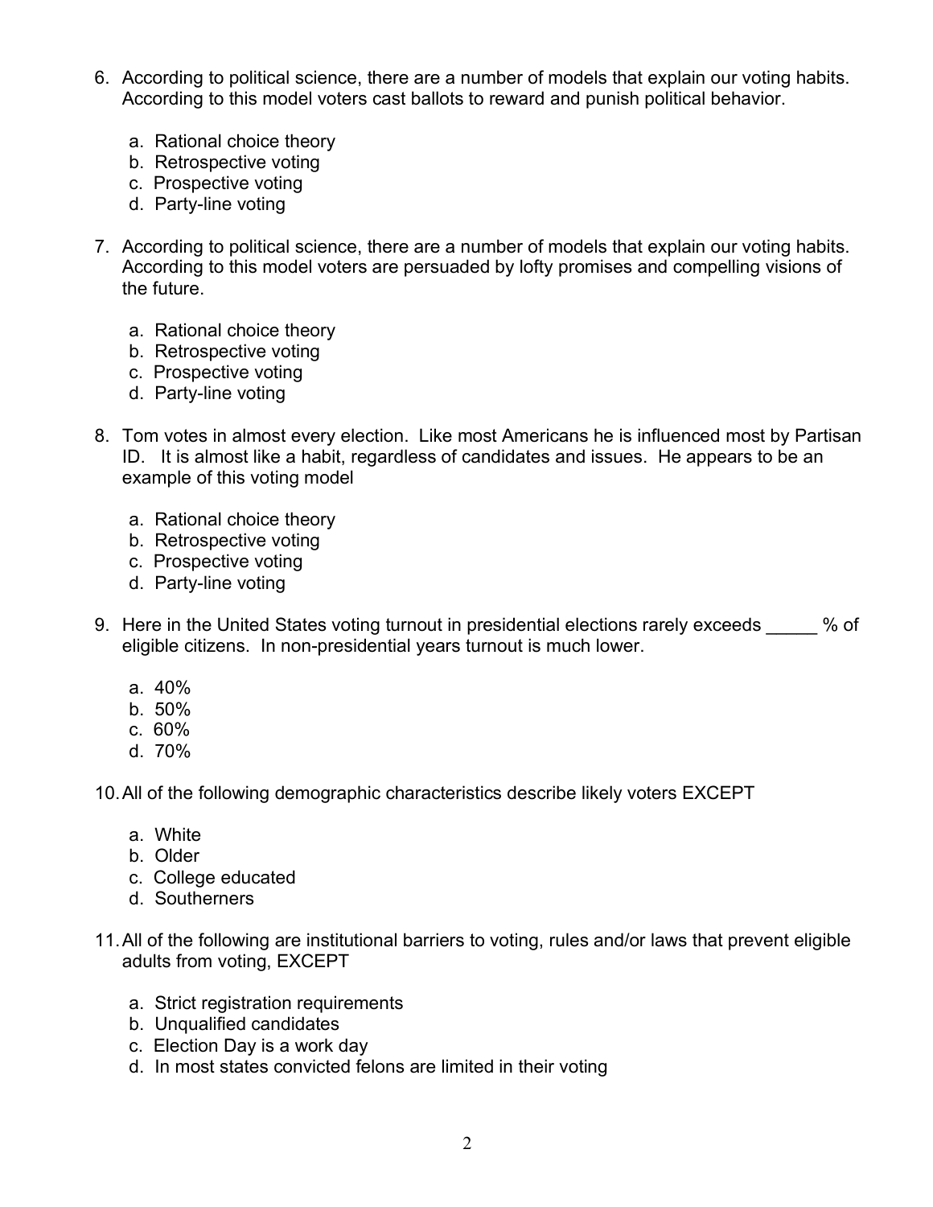6. According to political science, there are a number of models that explain our voting habits. According to this model voters cast ballots to reward and punish political behavior.

   a. Rational choice theory
   b. Retrospective voting
   c. Prospective voting
   d. Party-line voting

7. According to political science, there are a number of models that explain our voting habits. According to this model voters are persuaded by lofty promises and compelling visions of the future.

   a. Rational choice theory
   b. Retrospective voting
   c. Prospective voting
   d. Party-line voting

8. Tom votes in almost every election. Like most Americans he is influenced most by Partisan ID. It is almost like a habit, regardless of candidates and issues. He appears to be an example of this voting model

   a. Rational choice theory
   b. Retrospective voting
   c. Prospective voting
   d. Party-line voting

9. Here in the United States voting turnout in presidential elections rarely exceeds _____ % of eligible citizens. In non-presidential years turnout is much lower.

   a. 40%
   b. 50%
   c. 60%
   d. 70%

10. All of the following demographic characteristics describe likely voters EXCEPT

    a. White
    b. Older
    c. College educated
    d. Southerners

11. All of the following are institutional barriers to voting, rules and/or laws that prevent eligible adults from voting, EXCEPT

    a. Strict registration requirements
    b. Unqualified candidates
    c. Election Day is a work day
    d. In most states convicted felons are limited in their voting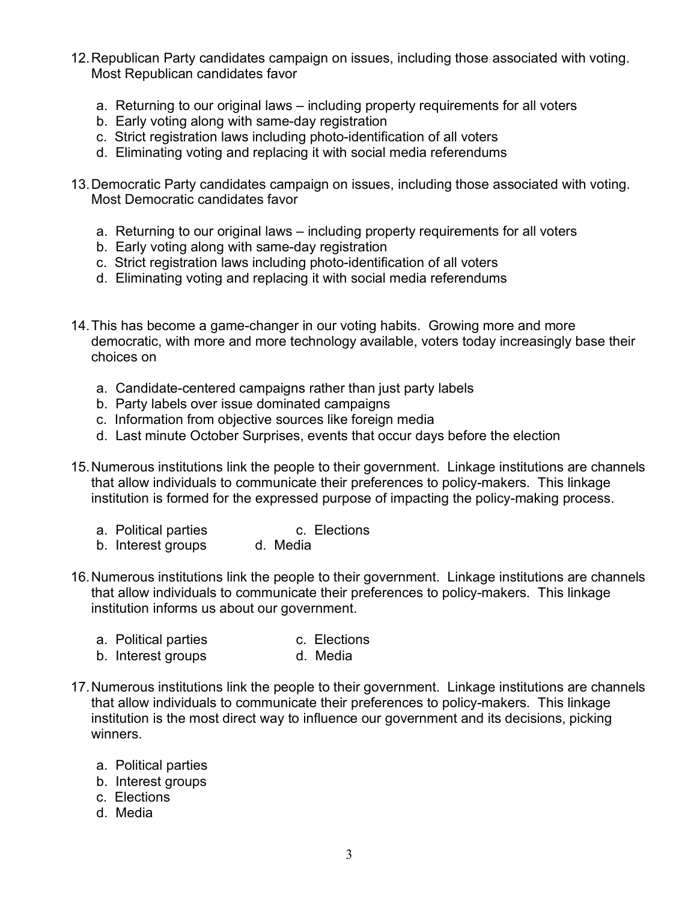12. Republican Party candidates campaign on issues, including those associated with voting. Most Republican candidates favor

    a. Returning to our original laws – including property requirements for all voters
    b. Early voting along with same-day registration
    c. Strict registration laws including photo-identification of all voters
    d. Eliminating voting and replacing it with social media referendums

13. Democratic Party candidates campaign on issues, including those associated with voting. Most Democratic candidates favor

    a. Returning to our original laws – including property requirements for all voters
    b. Early voting along with same-day registration
    c. Strict registration laws including photo-identification of all voters
    d. Eliminating voting and replacing it with social media referendums

14. This has become a game-changer in our voting habits. Growing more and more democratic, with more and more technology available, voters today increasingly base their choices on

    a. Candidate-centered campaigns rather than just party labels
    b. Party labels over issue dominated campaigns
    c. Information from objective sources like foreign media
    d. Last minute October Surprises, events that occur days before the election

15. Numerous institutions link the people to their government. Linkage institutions are channels that allow individuals to communicate their preferences to policy-makers. This linkage institution is formed for the expressed purpose of impacting the policy-making process.

    a. Political parties
    b. Interest groups
    c. Elections
    d. Media

16. Numerous institutions link the people to their government. Linkage institutions are channels that allow individuals to communicate their preferences to policy-makers. This linkage institution informs us about our government.

    a. Political parties
    b. Interest groups
    c. Elections
    d. Media

17. Numerous institutions link the people to their government. Linkage institutions are channels that allow individuals to communicate their preferences to policy-makers. This linkage institution is the most direct way to influence our government and its decisions, picking winners.

    a. Political parties
    b. Interest groups
    c. Elections
    d. Media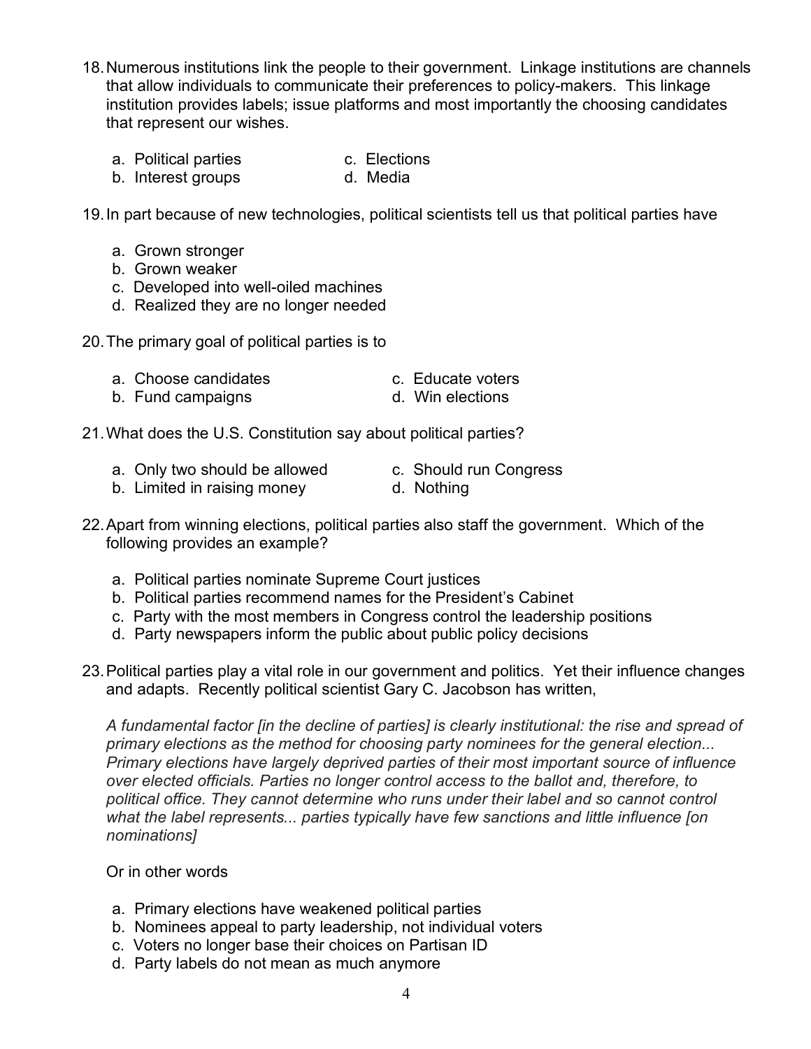18. Numerous institutions link the people to their government. Linkage institutions are channels that allow individuals to communicate their preferences to policy-makers. This linkage institution provides labels; issue platforms and most importantly the choosing candidates that represent our wishes.

    a. Political parties
    b. Interest groups
    c. Elections
    d. Media

19. In part because of new technologies, political scientists tell us that political parties have

    a. Grown stronger
    b. Grown weaker
    c. Developed into well-oiled machines
    d. Realized they are no longer needed

20. The primary goal of political parties is to

    a. Choose candidates
    b. Fund campaigns
    c. Educate voters
    d. Win elections

21. What does the U.S. Constitution say about political parties?

    a. Only two should be allowed
    b. Limited in raising money
    c. Should run Congress
    d. Nothing

22. Apart from winning elections, political parties also staff the government. Which of the following provides an example?

    a. Political parties nominate Supreme Court justices
    b. Political parties recommend names for the President's Cabinet
    c. Party with the most members in Congress control the leadership positions
    d. Party newspapers inform the public about public policy decisions

23. Political parties play a vital role in our government and politics. Yet their influence changes and adapts. Recently political scientist Gary C. Jacobson has written,

    *A fundamental factor [in the decline of parties] is clearly institutional: the rise and spread of primary elections as the method for choosing party nominees for the general election... Primary elections have largely deprived parties of their most important source of influence over elected officials. Parties no longer control access to the ballot and, therefore, to political office. They cannot determine who runs under their label and so cannot control what the label represents... parties typically have few sanctions and little influence [on nominations]*

    Or in other words

    a. Primary elections have weakened political parties
    b. Nominees appeal to party leadership, not individual voters
    c. Voters no longer base their choices on Partisan ID
    d. Party labels do not mean as much anymore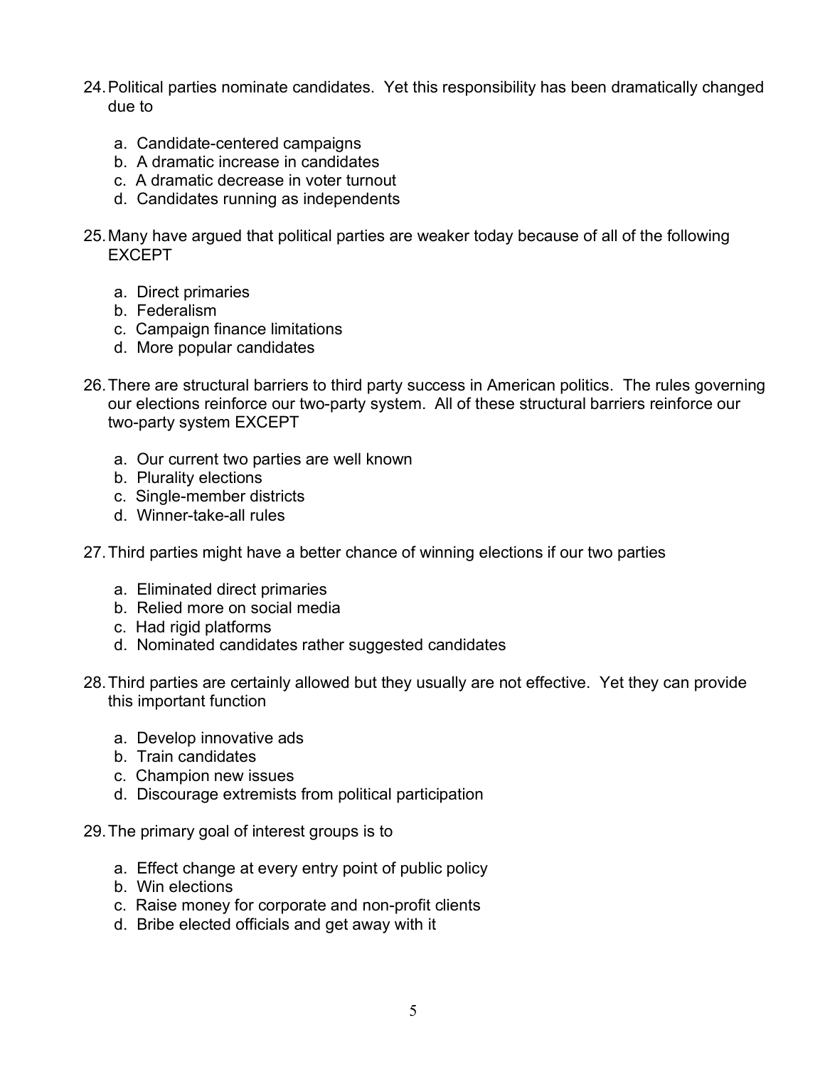24. Political parties nominate candidates. Yet this responsibility has been dramatically changed due to

    a. Candidate-centered campaigns
    b. A dramatic increase in candidates
    c. A dramatic decrease in voter turnout
    d. Candidates running as independents

25. Many have argued that political parties are weaker today because of all of the following EXCEPT

    a. Direct primaries
    b. Federalism
    c. Campaign finance limitations
    d. More popular candidates

26. There are structural barriers to third party success in American politics. The rules governing our elections reinforce our two-party system. All of these structural barriers reinforce our two-party system EXCEPT

    a. Our current two parties are well known
    b. Plurality elections
    c. Single-member districts
    d. Winner-take-all rules

27. Third parties might have a better chance of winning elections if our two parties

    a. Eliminated direct primaries
    b. Relied more on social media
    c. Had rigid platforms
    d. Nominated candidates rather suggested candidates

28. Third parties are certainly allowed but they usually are not effective. Yet they can provide this important function

    a. Develop innovative ads
    b. Train candidates
    c. Champion new issues
    d. Discourage extremists from political participation

29. The primary goal of interest groups is to

    a. Effect change at every entry point of public policy
    b. Win elections
    c. Raise money for corporate and non-profit clients
    d. Bribe elected officials and get away with it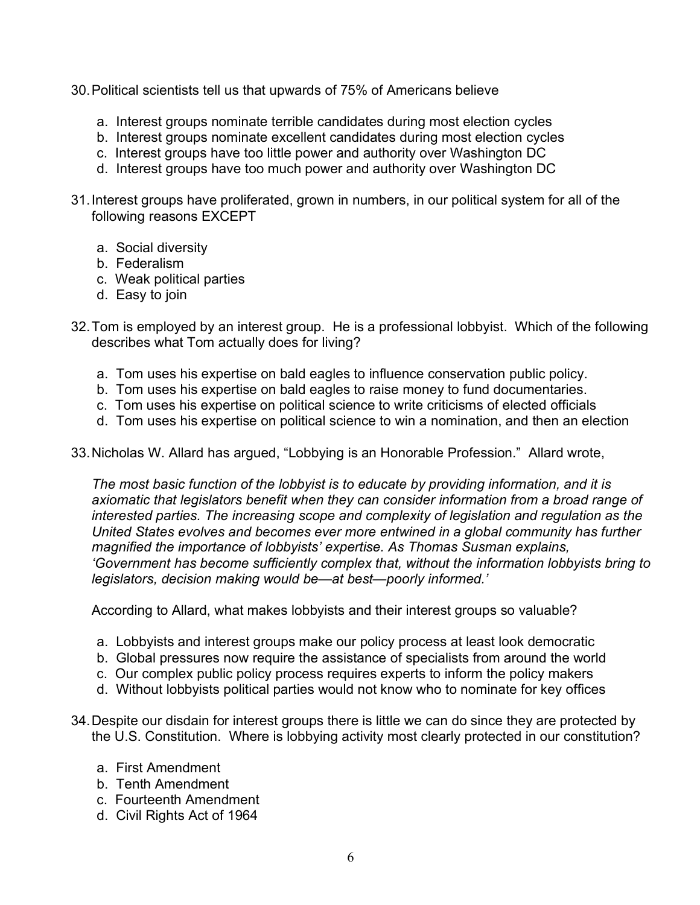30. Political scientists tell us that upwards of 75% of Americans believe

    a. Interest groups nominate terrible candidates during most election cycles
    b. Interest groups nominate excellent candidates during most election cycles
    c. Interest groups have too little power and authority over Washington DC
    d. Interest groups have too much power and authority over Washington DC

31. Interest groups have proliferated, grown in numbers, in our political system for all of the following reasons EXCEPT

    a. Social diversity
    b. Federalism
    c. Weak political parties
    d. Easy to join

32. Tom is employed by an interest group. He is a professional lobbyist. Which of the following describes what Tom actually does for living?

    a. Tom uses his expertise on bald eagles to influence conservation public policy.
    b. Tom uses his expertise on bald eagles to raise money to fund documentaries.
    c. Tom uses his expertise on political science to write criticisms of elected officials
    d. Tom uses his expertise on political science to win a nomination, and then an election

33. Nicholas W. Allard has argued, "Lobbying is an Honorable Profession." Allard wrote,

    *The most basic function of the lobbyist is to educate by providing information, and it is axiomatic that legislators benefit when they can consider information from a broad range of interested parties. The increasing scope and complexity of legislation and regulation as the United States evolves and becomes ever more entwined in a global community has further magnified the importance of lobbyists' expertise. As Thomas Susman explains, 'Government has become sufficiently complex that, without the information lobbyists bring to legislators, decision making would be—at best—poorly informed.'*

    According to Allard, what makes lobbyists and their interest groups so valuable?

    a. Lobbyists and interest groups make our policy process at least look democratic
    b. Global pressures now require the assistance of specialists from around the world
    c. Our complex public policy process requires experts to inform the policy makers
    d. Without lobbyists political parties would not know who to nominate for key offices

34. Despite our disdain for interest groups there is little we can do since they are protected by the U.S. Constitution. Where is lobbying activity most clearly protected in our constitution?

    a. First Amendment
    b. Tenth Amendment
    c. Fourteenth Amendment
    d. Civil Rights Act of 1964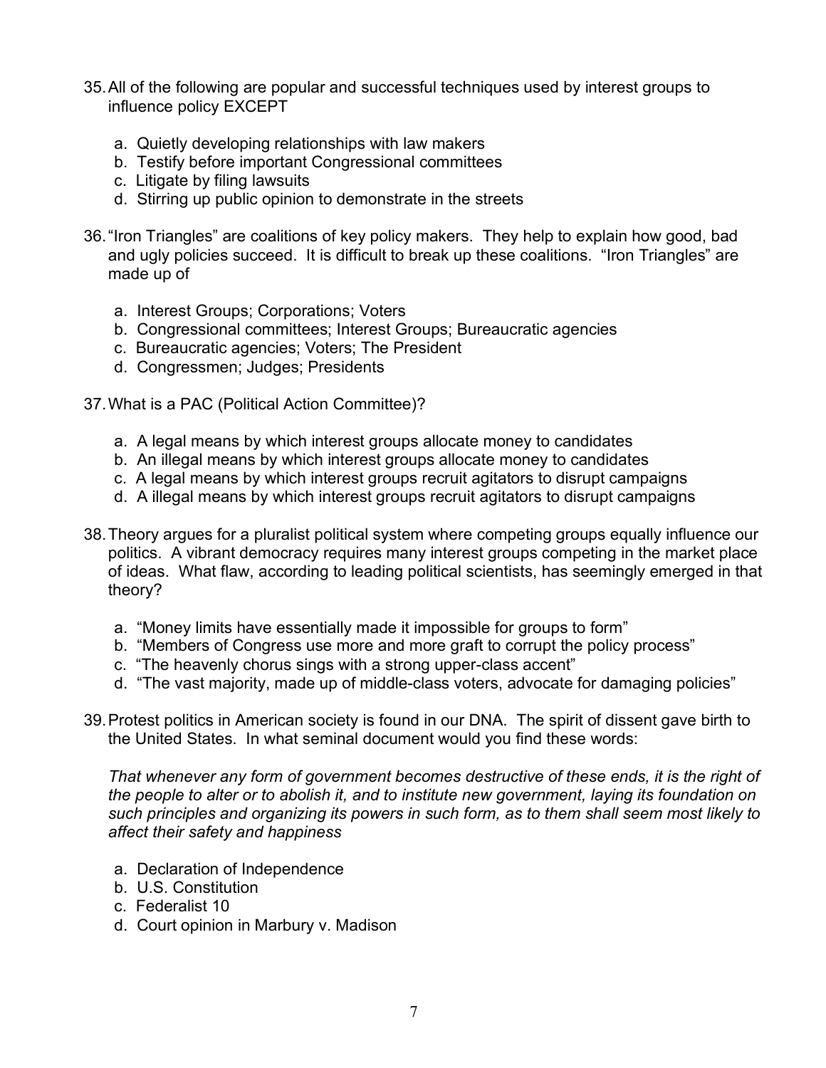35. All of the following are popular and successful techniques used by interest groups to influence policy EXCEPT

    a. Quietly developing relationships with law makers
    b. Testify before important Congressional committees
    c. Litigate by filing lawsuits
    d. Stirring up public opinion to demonstrate in the streets

36. "Iron Triangles" are coalitions of key policy makers. They help to explain how good, bad and ugly policies succeed. It is difficult to break up these coalitions. "Iron Triangles" are made up of

    a. Interest Groups; Corporations; Voters
    b. Congressional committees; Interest Groups; Bureaucratic agencies
    c. Bureaucratic agencies; Voters; The President
    d. Congressmen; Judges; Presidents

37. What is a PAC (Political Action Committee)?

    a. A legal means by which interest groups allocate money to candidates
    b. An illegal means by which interest groups allocate money to candidates
    c. A legal means by which interest groups recruit agitators to disrupt campaigns
    d. A illegal means by which interest groups recruit agitators to disrupt campaigns

38. Theory argues for a pluralist political system where competing groups equally influence our politics. A vibrant democracy requires many interest groups competing in the market place of ideas. What flaw, according to leading political scientists, has seemingly emerged in that theory?

    a. "Money limits have essentially made it impossible for groups to form"
    b. "Members of Congress use more and more graft to corrupt the policy process"
    c. "The heavenly chorus sings with a strong upper-class accent"
    d. "The vast majority, made up of middle-class voters, advocate for damaging policies"

39. Protest politics in American society is found in our DNA. The spirit of dissent gave birth to the United States. In what seminal document would you find these words:

    *That whenever any form of government becomes destructive of these ends, it is the right of the people to alter or to abolish it, and to institute new government, laying its foundation on such principles and organizing its powers in such form, as to them shall seem most likely to affect their safety and happiness*

    a. Declaration of Independence
    b. U.S. Constitution
    c. Federalist 10
    d. Court opinion in Marbury v. Madison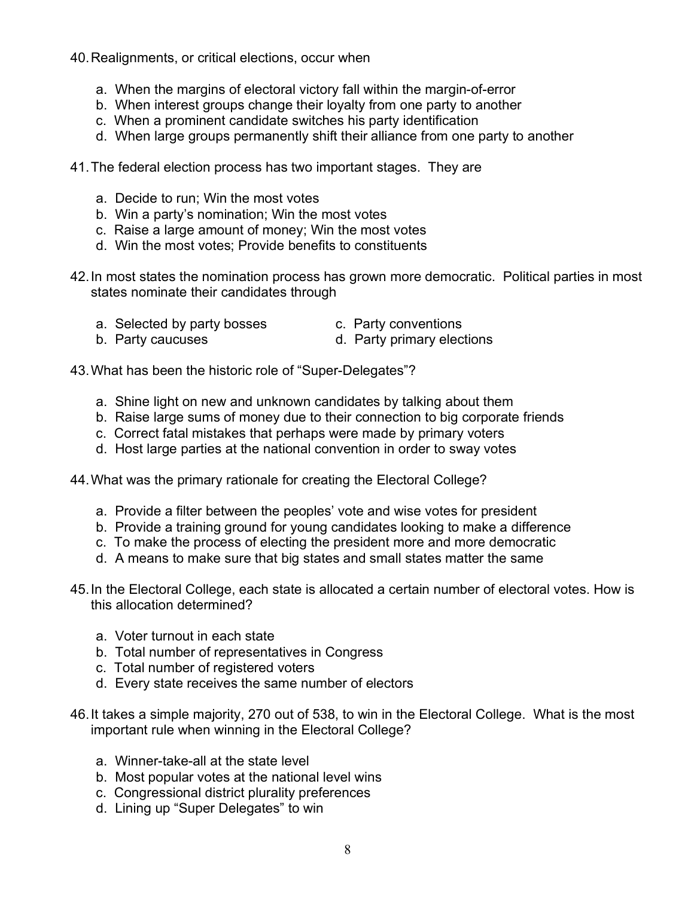40. Realignments, or critical elections, occur when

    a. When the margins of electoral victory fall within the margin-of-error
    b. When interest groups change their loyalty from one party to another
    c. When a prominent candidate switches his party identification
    d. When large groups permanently shift their alliance from one party to another

41. The federal election process has two important stages. They are

    a. Decide to run; Win the most votes
    b. Win a party's nomination; Win the most votes
    c. Raise a large amount of money; Win the most votes
    d. Win the most votes; Provide benefits to constituents

42. In most states the nomination process has grown more democratic. Political parties in most states nominate their candidates through

    a. Selected by party bosses
    b. Party caucuses
    c. Party conventions
    d. Party primary elections

43. What has been the historic role of "Super-Delegates"?

    a. Shine light on new and unknown candidates by talking about them
    b. Raise large sums of money due to their connection to big corporate friends
    c. Correct fatal mistakes that perhaps were made by primary voters
    d. Host large parties at the national convention in order to sway votes

44. What was the primary rationale for creating the Electoral College?

    a. Provide a filter between the peoples' vote and wise votes for president
    b. Provide a training ground for young candidates looking to make a difference
    c. To make the process of electing the president more and more democratic
    d. A means to make sure that big states and small states matter the same

45. In the Electoral College, each state is allocated a certain number of electoral votes. How is this allocation determined?

    a. Voter turnout in each state
    b. Total number of representatives in Congress
    c. Total number of registered voters
    d. Every state receives the same number of electors

46. It takes a simple majority, 270 out of 538, to win in the Electoral College. What is the most important rule when winning in the Electoral College?

    a. Winner-take-all at the state level
    b. Most popular votes at the national level wins
    c. Congressional district plurality preferences
    d. Lining up "Super Delegates" to win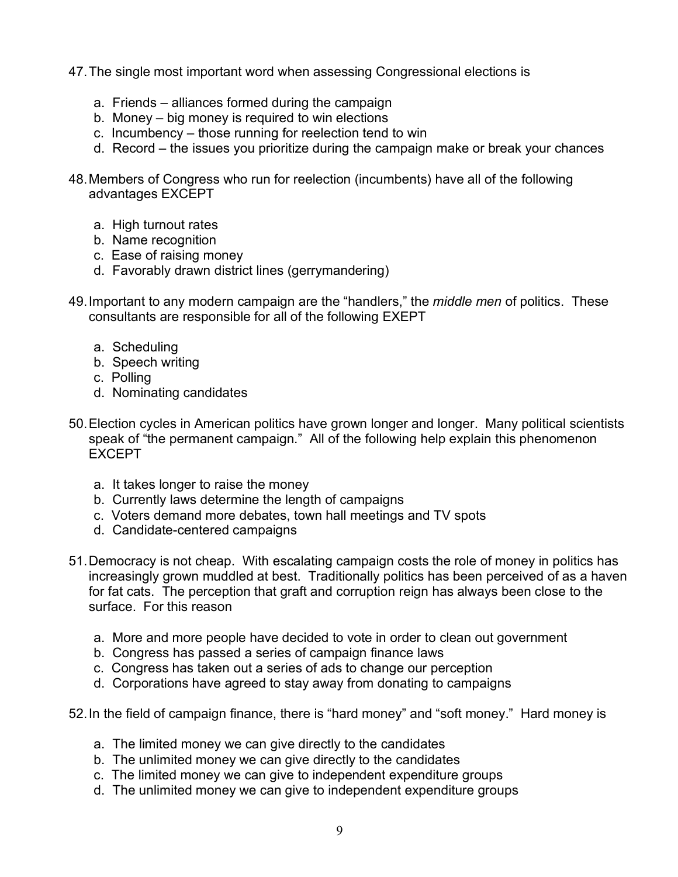47. The single most important word when assessing Congressional elections is

    a. Friends – alliances formed during the campaign
    b. Money – big money is required to win elections
    c. Incumbency – those running for reelection tend to win
    d. Record – the issues you prioritize during the campaign make or break your chances

48. Members of Congress who run for reelection (incumbents) have all of the following advantages EXCEPT

    a. High turnout rates
    b. Name recognition
    c. Ease of raising money
    d. Favorably drawn district lines (gerrymandering)

49. Important to any modern campaign are the "handlers," the *middle men* of politics. These consultants are responsible for all of the following EXEPT

    a. Scheduling
    b. Speech writing
    c. Polling
    d. Nominating candidates

50. Election cycles in American politics have grown longer and longer. Many political scientists speak of "the permanent campaign." All of the following help explain this phenomenon EXCEPT

    a. It takes longer to raise the money
    b. Currently laws determine the length of campaigns
    c. Voters demand more debates, town hall meetings and TV spots
    d. Candidate-centered campaigns

51. Democracy is not cheap. With escalating campaign costs the role of money in politics has increasingly grown muddled at best. Traditionally politics has been perceived of as a haven for fat cats. The perception that graft and corruption reign has always been close to the surface. For this reason

    a. More and more people have decided to vote in order to clean out government
    b. Congress has passed a series of campaign finance laws
    c. Congress has taken out a series of ads to change our perception
    d. Corporations have agreed to stay away from donating to campaigns

52. In the field of campaign finance, there is "hard money" and "soft money." Hard money is

    a. The limited money we can give directly to the candidates
    b. The unlimited money we can give directly to the candidates
    c. The limited money we can give to independent expenditure groups
    d. The unlimited money we can give to independent expenditure groups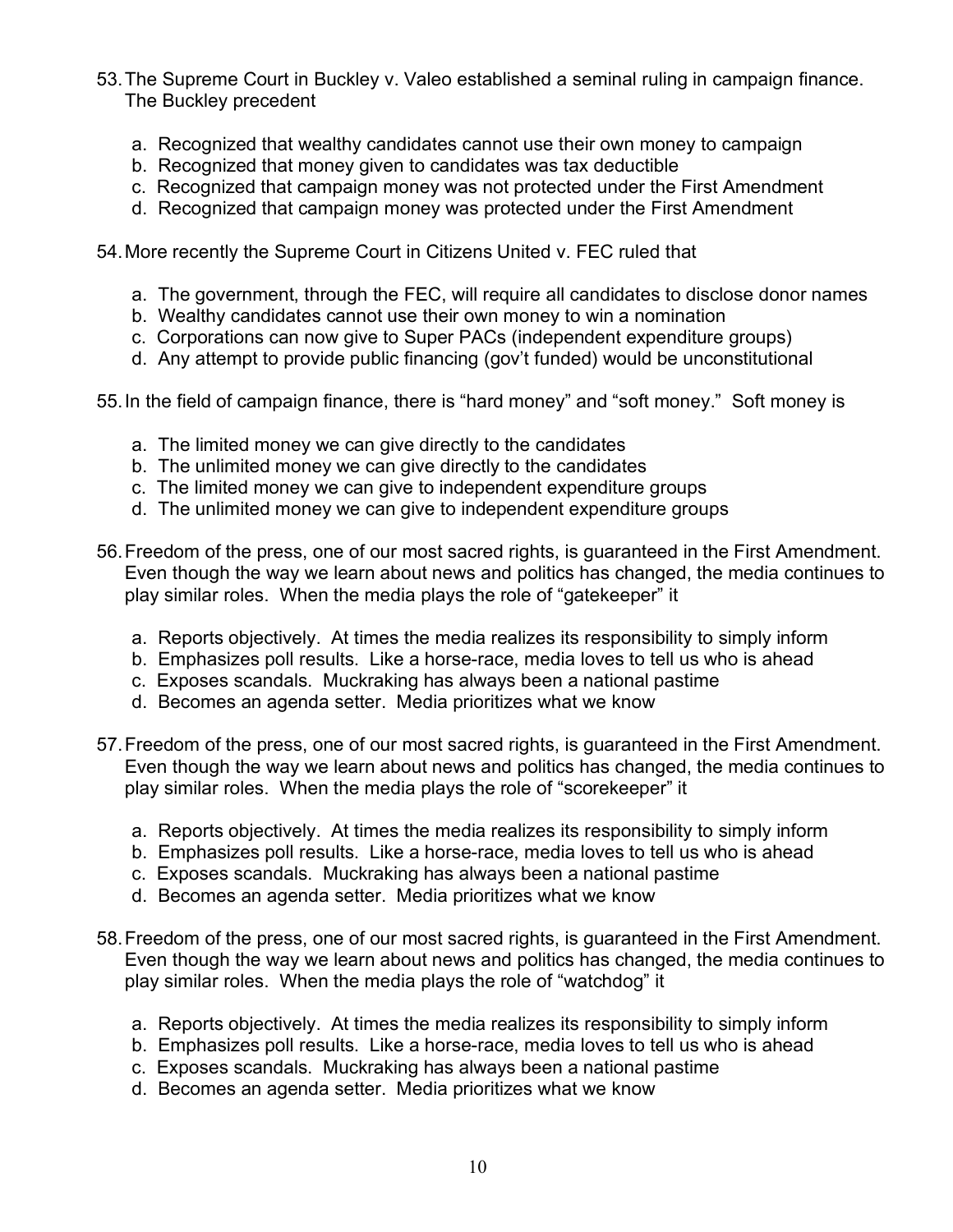53. The Supreme Court in Buckley v. Valeo established a seminal ruling in campaign finance. The Buckley precedent

    a. Recognized that wealthy candidates cannot use their own money to campaign
    b. Recognized that money given to candidates was tax deductible
    c. Recognized that campaign money was not protected under the First Amendment
    d. Recognized that campaign money was protected under the First Amendment

54. More recently the Supreme Court in Citizens United v. FEC ruled that

    a. The government, through the FEC, will require all candidates to disclose donor names
    b. Wealthy candidates cannot use their own money to win a nomination
    c. Corporations can now give to Super PACs (independent expenditure groups)
    d. Any attempt to provide public financing (gov't funded) would be unconstitutional

55. In the field of campaign finance, there is "hard money" and "soft money." Soft money is

    a. The limited money we can give directly to the candidates
    b. The unlimited money we can give directly to the candidates
    c. The limited money we can give to independent expenditure groups
    d. The unlimited money we can give to independent expenditure groups

56. Freedom of the press, one of our most sacred rights, is guaranteed in the First Amendment. Even though the way we learn about news and politics has changed, the media continues to play similar roles. When the media plays the role of "gatekeeper" it

    a. Reports objectively. At times the media realizes its responsibility to simply inform
    b. Emphasizes poll results. Like a horse-race, media loves to tell us who is ahead
    c. Exposes scandals. Muckraking has always been a national pastime
    d. Becomes an agenda setter. Media prioritizes what we know

57. Freedom of the press, one of our most sacred rights, is guaranteed in the First Amendment. Even though the way we learn about news and politics has changed, the media continues to play similar roles. When the media plays the role of "scorekeeper" it

    a. Reports objectively. At times the media realizes its responsibility to simply inform
    b. Emphasizes poll results. Like a horse-race, media loves to tell us who is ahead
    c. Exposes scandals. Muckraking has always been a national pastime
    d. Becomes an agenda setter. Media prioritizes what we know

58. Freedom of the press, one of our most sacred rights, is guaranteed in the First Amendment. Even though the way we learn about news and politics has changed, the media continues to play similar roles. When the media plays the role of "watchdog" it

    a. Reports objectively. At times the media realizes its responsibility to simply inform
    b. Emphasizes poll results. Like a horse-race, media loves to tell us who is ahead
    c. Exposes scandals. Muckraking has always been a national pastime
    d. Becomes an agenda setter. Media prioritizes what we know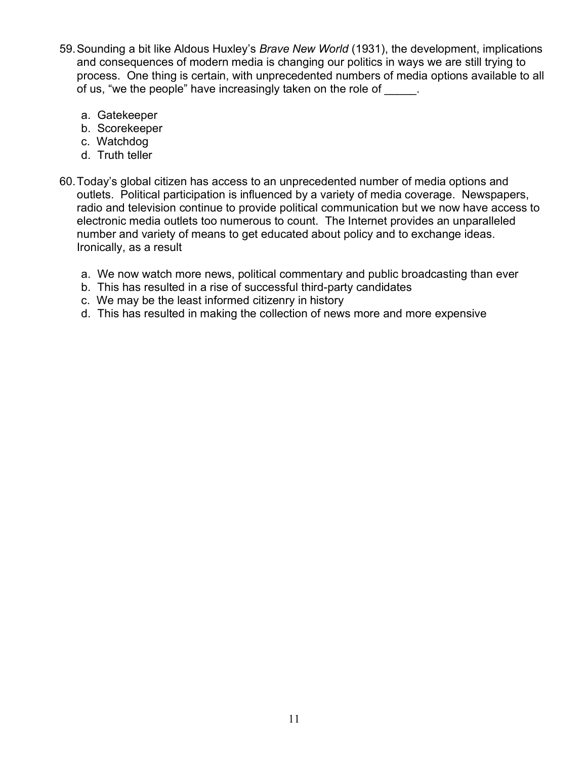59. Sounding a bit like Aldous Huxley's *Brave New World* (1931), the development, implications and consequences of modern media is changing our politics in ways we are still trying to process. One thing is certain, with unprecedented numbers of media options available to all of us, "we the people" have increasingly taken on the role of _____.

    a. Gatekeeper
    b. Scorekeeper
    c. Watchdog
    d. Truth teller

60. Today's global citizen has access to an unprecedented number of media options and outlets. Political participation is influenced by a variety of media coverage. Newspapers, radio and television continue to provide political communication but we now have access to electronic media outlets too numerous to count. The Internet provides an unparalleled number and variety of means to get educated about policy and to exchange ideas. Ironically, as a result

    a. We now watch more news, political commentary and public broadcasting than ever
    b. This has resulted in a rise of successful third-party candidates
    c. We may be the least informed citizenry in history
    d. This has resulted in making the collection of news more and more expensive